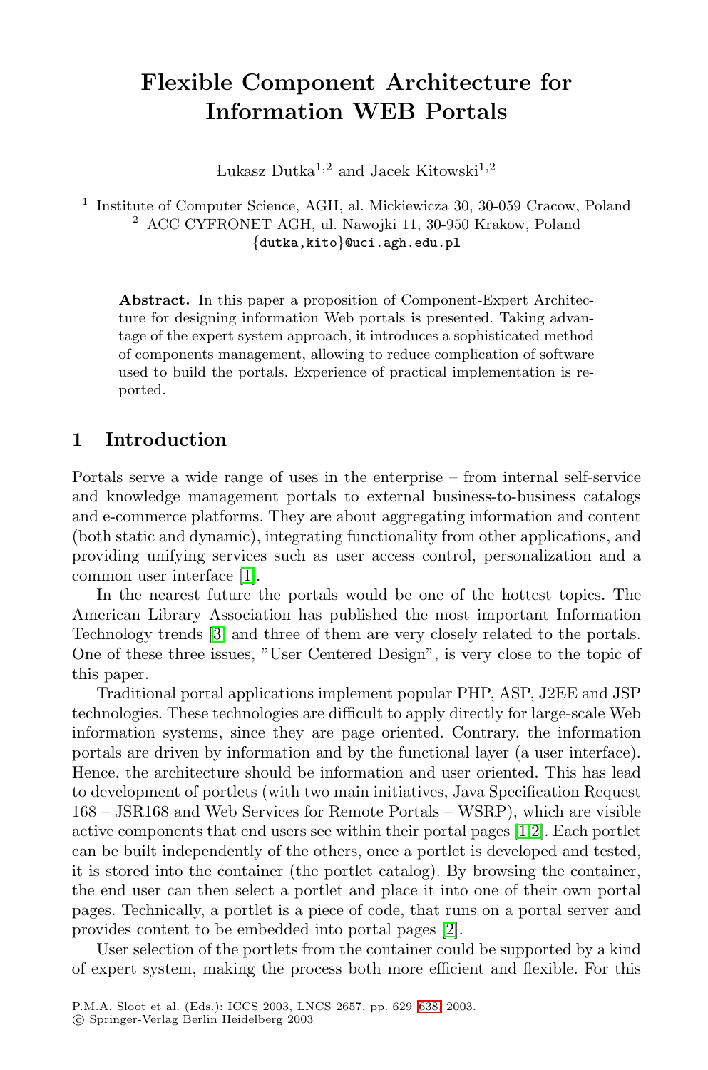# Flexible Component Architecture for Information WEB Portals

Łukasz Dutka[1,2] and Jacek Kitowski[1,2]

[1] Institute of Computer Science, AGH, al. Mickiewicza 30, 30-059 Cracow, Poland
[2] ACC CYFRONET AGH, ul. Nawojki 11, 30-950 Krakow, Poland
{dutka,kito}@uci.agh.edu.pl

**Abstract.** In this paper a proposition of Component-Expert Architecture for designing information Web portals is presented. Taking advantage of the expert system approach, it introduces a sophisticated method of components management, allowing to reduce complication of software used to build the portals. Experience of practical implementation is reported.

## 1 Introduction

Portals serve a wide range of uses in the enterprise – from internal self-service and knowledge management portals to external business-to-business catalogs and e-commerce platforms. They are about aggregating information and content (both static and dynamic), integrating functionality from other applications, and providing unifying services such as user access control, personalization and a common user interface [1].

In the nearest future the portals would be one of the hottest topics. The American Library Association has published the most important Information Technology trends [3] and three of them are very closely related to the portals. One of these three issues, "User Centered Design", is very close to the topic of this paper.

Traditional portal applications implement popular PHP, ASP, J2EE and JSP technologies. These technologies are difficult to apply directly for large-scale Web information systems, since they are page oriented. Contrary, the information portals are driven by information and by the functional layer (a user interface). Hence, the architecture should be information and user oriented. This has lead to development of portlets (with two main initiatives, Java Specification Request 168 – JSR168 and Web Services for Remote Portals – WSRP), which are visible active components that end users see within their portal pages [1,2]. Each portlet can be built independently of the others, once a portlet is developed and tested, it is stored into the container (the portlet catalog). By browsing the container, the end user can then select a portlet and place it into one of their own portal pages. Technically, a portlet is a piece of code, that runs on a portal server and provides content to be embedded into portal pages [2].

User selection of the portlets from the container could be supported by a kind of expert system, making the process both more efficient and flexible. For this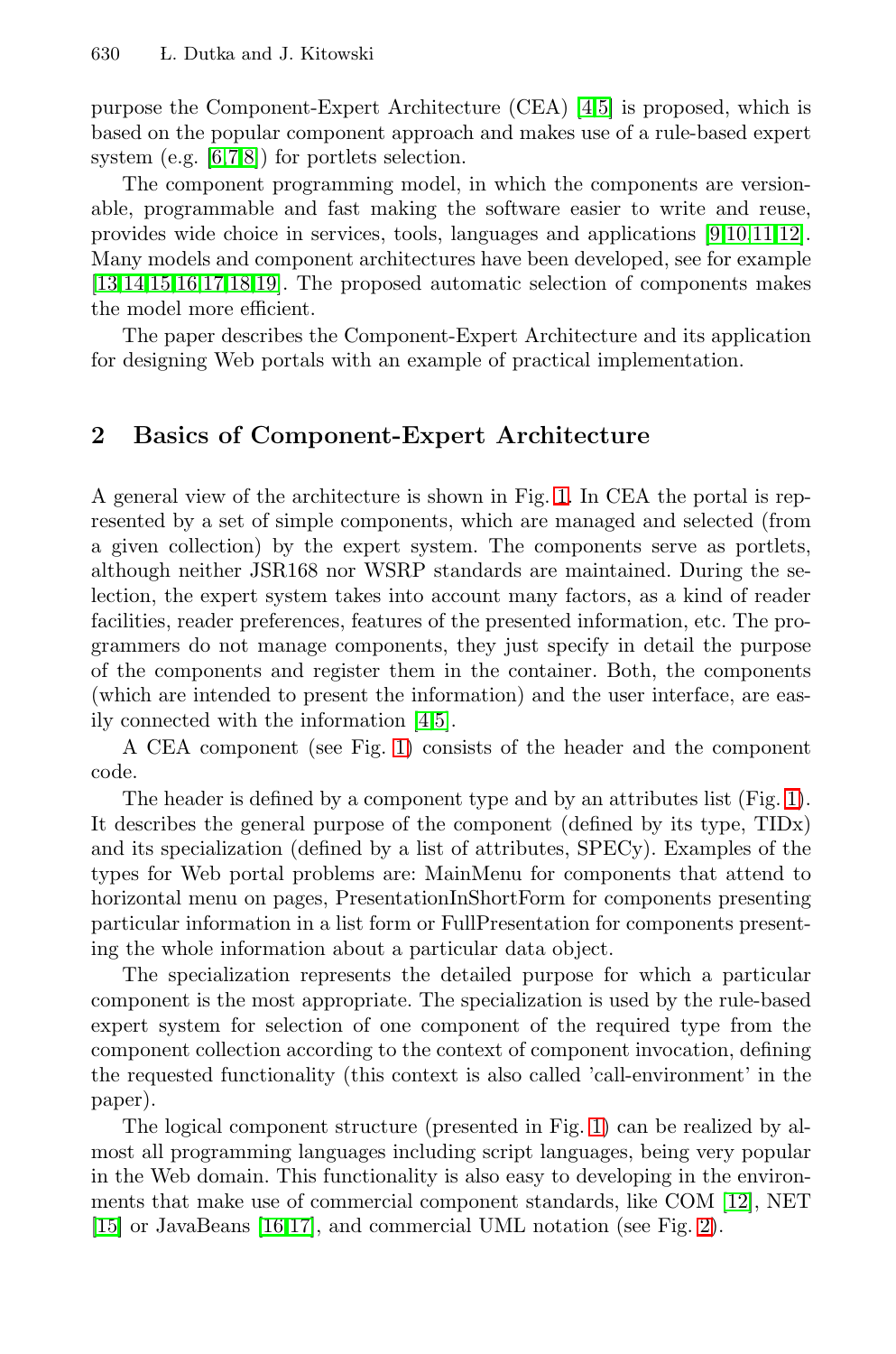purpose the Component-Expert Architecture (CEA) [4,5] is proposed, which is based on the popular component approach and makes use of a rule-based expert system (e.g. [6,7,8]) for portlets selection.

The component programming model, in which the components are versionable, programmable and fast making the software easier to write and reuse, provides wide choice in services, tools, languages and applications [9,10,11,12]. Many models and component architectures have been developed, see for example [13,14,15,16,17,18,19]. The proposed automatic selection of components makes the model more efficient.

The paper describes the Component-Expert Architecture and its application for designing Web portals with an example of practical implementation.

## 2 Basics of Component-Expert Architecture

A general view of the architecture is shown in Fig. 1. In CEA the portal is represented by a set of simple components, which are managed and selected (from a given collection) by the expert system. The components serve as portlets, although neither JSR168 nor WSRP standards are maintained. During the selection, the expert system takes into account many factors, as a kind of reader facilities, reader preferences, features of the presented information, etc. The programmers do not manage components, they just specify in detail the purpose of the components and register them in the container. Both, the components (which are intended to present the information) and the user interface, are easily connected with the information [4,5].

A CEA component (see Fig. 1) consists of the header and the component code.

The header is defined by a component type and by an attributes list (Fig. 1). It describes the general purpose of the component (defined by its type, TIDx) and its specialization (defined by a list of attributes, SPECy). Examples of the types for Web portal problems are: MainMenu for components that attend to horizontal menu on pages, PresentationInShortForm for components presenting particular information in a list form or FullPresentation for components presenting the whole information about a particular data object.

The specialization represents the detailed purpose for which a particular component is the most appropriate. The specialization is used by the rule-based expert system for selection of one component of the required type from the component collection according to the context of component invocation, defining the requested functionality (this context is also called 'call-environment' in the paper).

The logical component structure (presented in Fig. 1) can be realized by almost all programming languages including script languages, being very popular in the Web domain. This functionality is also easy to developing in the environments that make use of commercial component standards, like COM [12], NET [15] or JavaBeans [16,17], and commercial UML notation (see Fig. 2).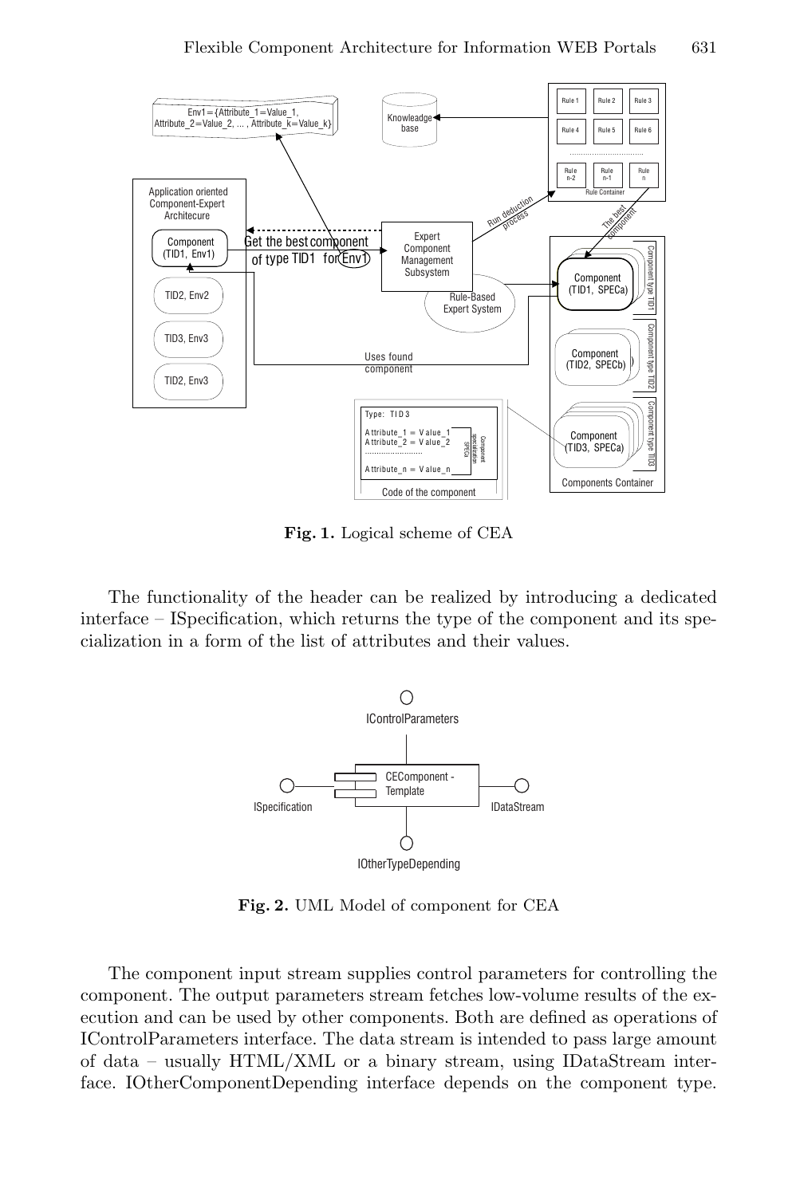**Fig. 1.** Logical scheme of CEA

The functionality of the header can be realized by introducing a dedicated interface – ISpecification, which returns the type of the component and its specialization in a form of the list of attributes and their values.

**Fig. 2.** UML Model of component for CEA

The component input stream supplies control parameters for controlling the component. The output parameters stream fetches low-volume results of the execution and can be used by other components. Both are defined as operations of IControlParameters interface. The data stream is intended to pass large amount of data – usually HTML/XML or a binary stream, using IDataStream interface. IOtherComponentDepending interface depends on the component type.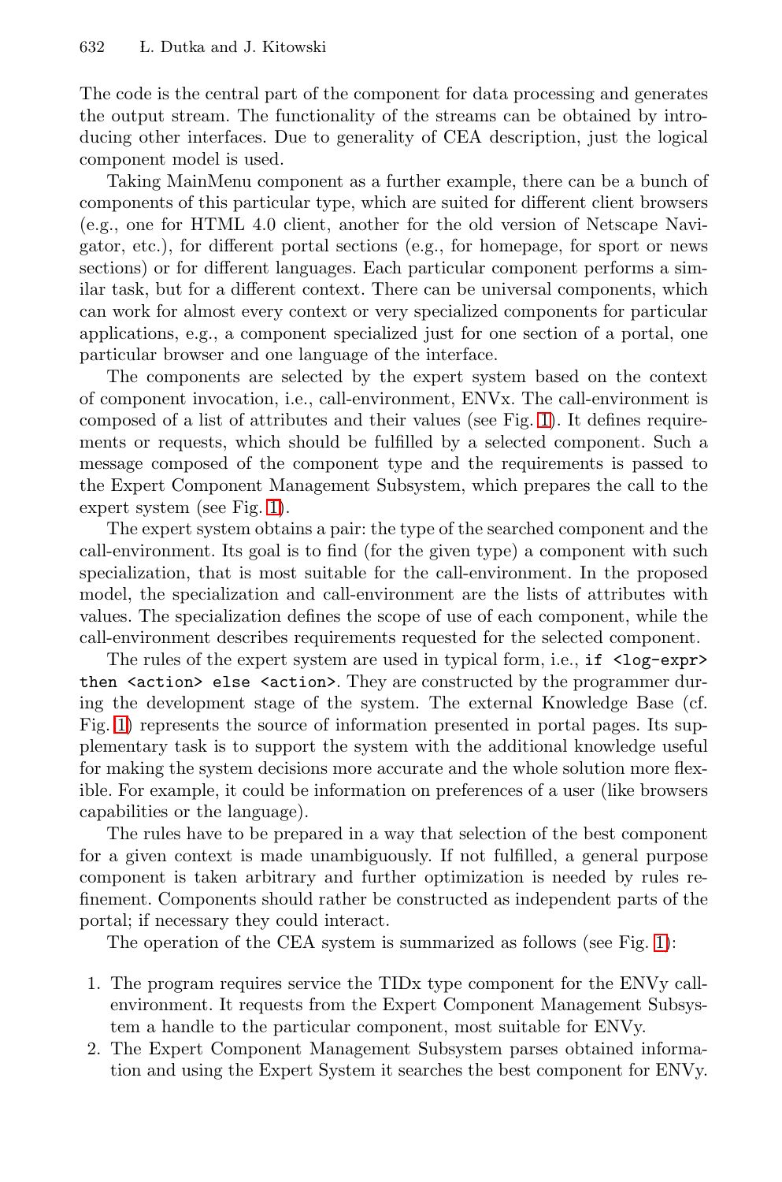The code is the central part of the component for data processing and generates the output stream. The functionality of the streams can be obtained by introducing other interfaces. Due to generality of CEA description, just the logical component model is used.

Taking MainMenu component as a further example, there can be a bunch of components of this particular type, which are suited for different client browsers (e.g., one for HTML 4.0 client, another for the old version of Netscape Navigator, etc.), for different portal sections (e.g., for homepage, for sport or news sections) or for different languages. Each particular component performs a similar task, but for a different context. There can be universal components, which can work for almost every context or very specialized components for particular applications, e.g., a component specialized just for one section of a portal, one particular browser and one language of the interface.

The components are selected by the expert system based on the context of component invocation, i.e., call-environment, ENVx. The call-environment is composed of a list of attributes and their values (see Fig. 1). It defines requirements or requests, which should be fulfilled by a selected component. Such a message composed of the component type and the requirements is passed to the Expert Component Management Subsystem, which prepares the call to the expert system (see Fig. 1).

The expert system obtains a pair: the type of the searched component and the call-environment. Its goal is to find (for the given type) a component with such specialization, that is most suitable for the call-environment. In the proposed model, the specialization and call-environment are the lists of attributes with values. The specialization defines the scope of use of each component, while the call-environment describes requirements requested for the selected component.

The rules of the expert system are used in typical form, i.e., `if <log-expr> then <action> else <action>`. They are constructed by the programmer during the development stage of the system. The external Knowledge Base (cf. Fig. 1) represents the source of information presented in portal pages. Its supplementary task is to support the system with the additional knowledge useful for making the system decisions more accurate and the whole solution more flexible. For example, it could be information on preferences of a user (like browsers capabilities or the language).

The rules have to be prepared in a way that selection of the best component for a given context is made unambiguously. If not fulfilled, a general purpose component is taken arbitrary and further optimization is needed by rules refinement. Components should rather be constructed as independent parts of the portal; if necessary they could interact.

The operation of the CEA system is summarized as follows (see Fig. 1):

1. The program requires service the TIDx type component for the ENVy call-environment. It requests from the Expert Component Management Subsystem a handle to the particular component, most suitable for ENVy.
2. The Expert Component Management Subsystem parses obtained information and using the Expert System it searches the best component for ENVy.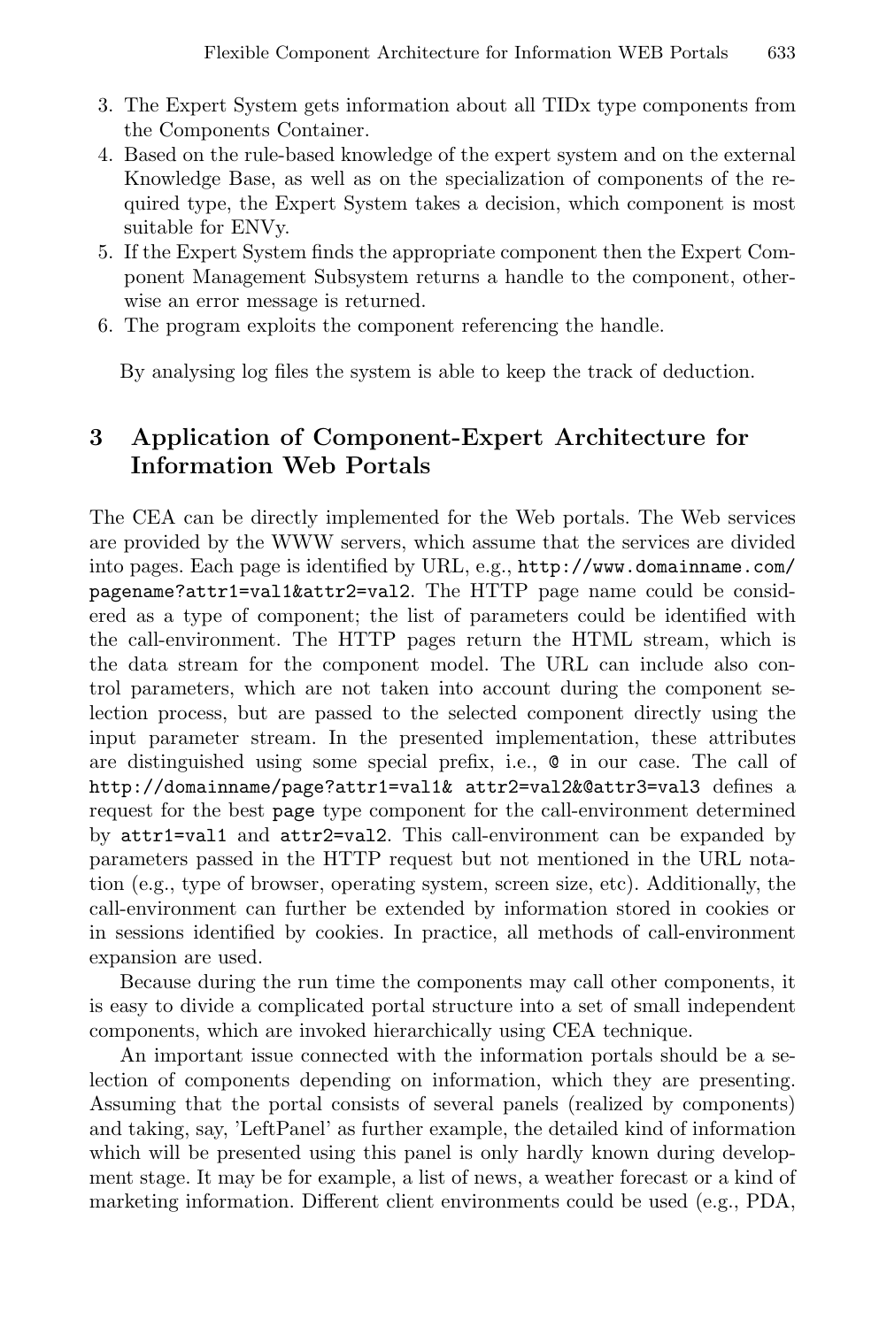3. The Expert System gets information about all TIDx type components from the Components Container.
4. Based on the rule-based knowledge of the expert system and on the external Knowledge Base, as well as on the specialization of components of the required type, the Expert System takes a decision, which component is most suitable for ENVy.
5. If the Expert System finds the appropriate component then the Expert Component Management Subsystem returns a handle to the component, otherwise an error message is returned.
6. The program exploits the component referencing the handle.

By analysing log files the system is able to keep the track of deduction.

## 3 Application of Component-Expert Architecture for Information Web Portals

The CEA can be directly implemented for the Web portals. The Web services are provided by the WWW servers, which assume that the services are divided into pages. Each page is identified by URL, e.g., `http://www.domainname.com/pagename?attr1=val1&attr2=val2`. The HTTP page name could be considered as a type of component; the list of parameters could be identified with the call-environment. The HTTP pages return the HTML stream, which is the data stream for the component model. The URL can include also control parameters, which are not taken into account during the component selection process, but are passed to the selected component directly using the input parameter stream. In the presented implementation, these attributes are distinguished using some special prefix, i.e., `@` in our case. The call of `http://domainname/page?attr1=val1& attr2=val2&@attr3=val3` defines a request for the best `page` type component for the call-environment determined by `attr1=val1` and `attr2=val2`. This call-environment can be expanded by parameters passed in the HTTP request but not mentioned in the URL notation (e.g., type of browser, operating system, screen size, etc). Additionally, the call-environment can further be extended by information stored in cookies or in sessions identified by cookies. In practice, all methods of call-environment expansion are used.

Because during the run time the components may call other components, it is easy to divide a complicated portal structure into a set of small independent components, which are invoked hierarchically using CEA technique.

An important issue connected with the information portals should be a selection of components depending on information, which they are presenting. Assuming that the portal consists of several panels (realized by components) and taking, say, 'LeftPanel' as further example, the detailed kind of information which will be presented using this panel is only hardly known during development stage. It may be for example, a list of news, a weather forecast or a kind of marketing information. Different client environments could be used (e.g., PDA,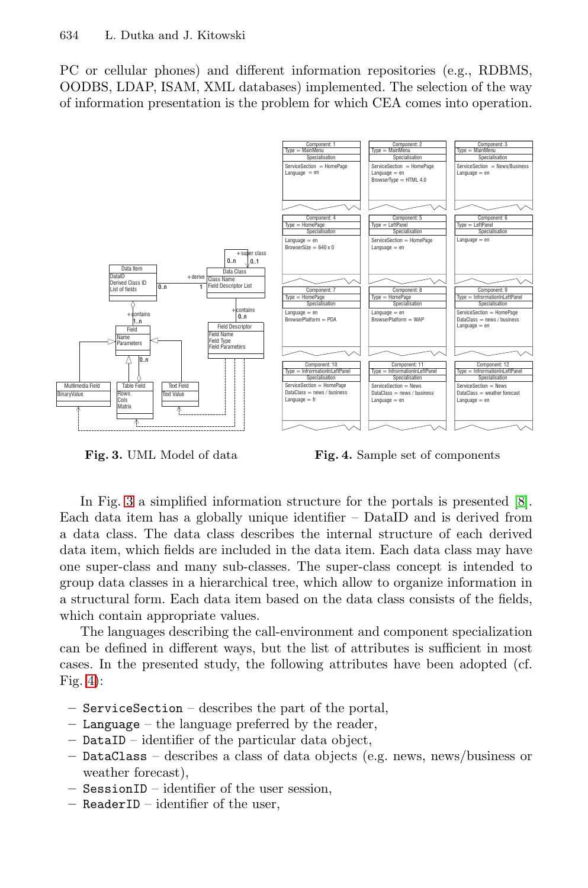PC or cellular phones) and different information repositories (e.g., RDBMS, OODBS, LDAP, ISAM, XML databases) implemented. The selection of the way of information presentation is the problem for which CEA comes into operation.

**Fig. 3.** UML Model of data

**Fig. 4.** Sample set of components

In Fig. 3 a simplified information structure for the portals is presented [8]. Each data item has a globally unique identifier – DataID and is derived from a data class. The data class describes the internal structure of each derived data item, which fields are included in the data item. Each data class may have one super-class and many sub-classes. The super-class concept is intended to group data classes in a hierarchical tree, which allow to organize information in a structural form. Each data item based on the data class consists of the fields, which contain appropriate values.

The languages describing the call-environment and component specialization can be defined in different ways, but the list of attributes is sufficient in most cases. In the presented study, the following attributes have been adopted (cf. Fig. 4):

- `ServiceSection` – describes the part of the portal,
- `Language` – the language preferred by the reader,
- `DataID` – identifier of the particular data object,
- `DataClass` – describes a class of data objects (e.g. news, news/business or weather forecast),
- `SessionID` – identifier of the user session,
- `ReaderID` – identifier of the user,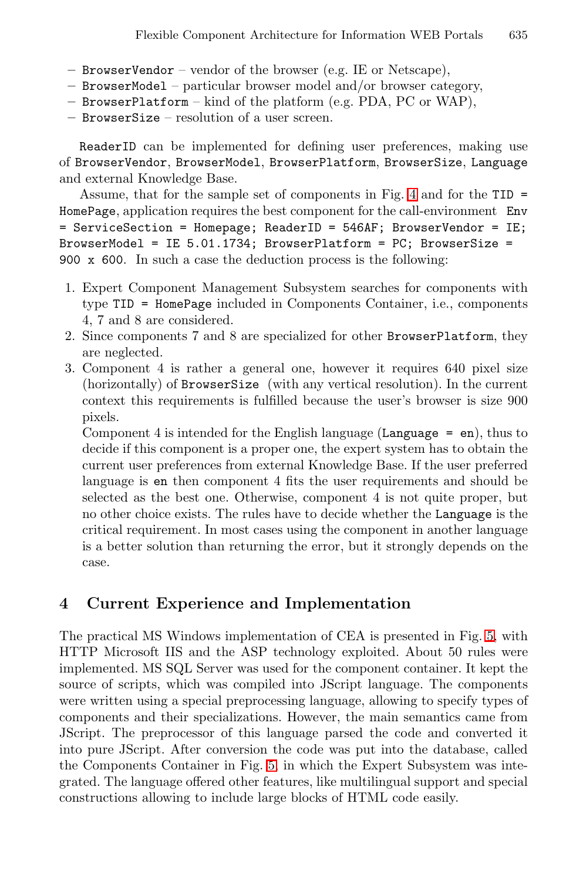- `BrowserVendor` – vendor of the browser (e.g. IE or Netscape),
- `BrowserModel` – particular browser model and/or browser category,
- `BrowserPlatform` – kind of the platform (e.g. PDA, PC or WAP),
- `BrowserSize` – resolution of a user screen.

`ReaderID` can be implemented for defining user preferences, making use of `BrowserVendor`, `BrowserModel`, `BrowserPlatform`, `BrowserSize`, `Language` and external Knowledge Base.

Assume, that for the sample set of components in Fig. 4 and for the `TID = HomePage`, application requires the best component for the call-environment `Env = ServiceSection = Homepage; ReaderID = 546AF; BrowserVendor = IE; BrowserModel = IE 5.01.1734; BrowserPlatform = PC; BrowserSize = 900 x 600`. In such a case the deduction process is the following:

1. Expert Component Management Subsystem searches for components with type `TID = HomePage` included in Components Container, i.e., components 4, 7 and 8 are considered.
2. Since components 7 and 8 are specialized for other `BrowserPlatform`, they are neglected.
3. Component 4 is rather a general one, however it requires 640 pixel size (horizontally) of `BrowserSize` (with any vertical resolution). In the current context this requirements is fulfilled because the user's browser is size 900 pixels.

   Component 4 is intended for the English language (`Language = en`), thus to decide if this component is a proper one, the expert system has to obtain the current user preferences from external Knowledge Base. If the user preferred language is `en` then component 4 fits the user requirements and should be selected as the best one. Otherwise, component 4 is not quite proper, but no other choice exists. The rules have to decide whether the `Language` is the critical requirement. In most cases using the component in another language is a better solution than returning the error, but it strongly depends on the case.

## 4 Current Experience and Implementation

The practical MS Windows implementation of CEA is presented in Fig. 5, with HTTP Microsoft IIS and the ASP technology exploited. About 50 rules were implemented. MS SQL Server was used for the component container. It kept the source of scripts, which was compiled into JScript language. The components were written using a special preprocessing language, allowing to specify types of components and their specializations. However, the main semantics came from JScript. The preprocessor of this language parsed the code and converted it into pure JScript. After conversion the code was put into the database, called the Components Container in Fig. 5, in which the Expert Subsystem was integrated. The language offered other features, like multilingual support and special constructions allowing to include large blocks of HTML code easily.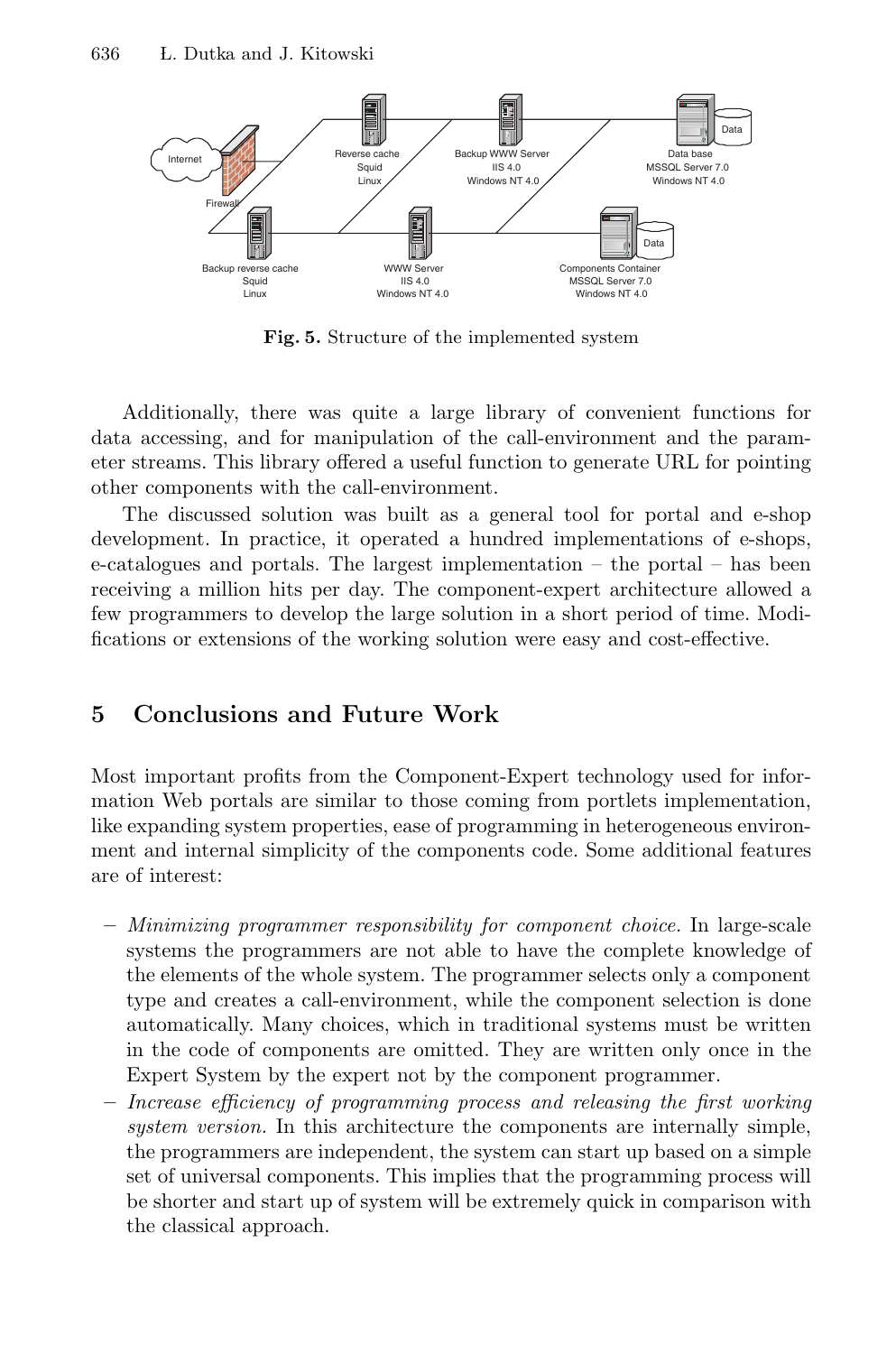**Fig. 5.** Structure of the implemented system

Additionally, there was quite a large library of convenient functions for data accessing, and for manipulation of the call-environment and the parameter streams. This library offered a useful function to generate URL for pointing other components with the call-environment.

The discussed solution was built as a general tool for portal and e-shop development. In practice, it operated a hundred implementations of e-shops, e-catalogues and portals. The largest implementation – the portal – has been receiving a million hits per day. The component-expert architecture allowed a few programmers to develop the large solution in a short period of time. Modifications or extensions of the working solution were easy and cost-effective.

## 5 Conclusions and Future Work

Most important profits from the Component-Expert technology used for information Web portals are similar to those coming from portlets implementation, like expanding system properties, ease of programming in heterogeneous environment and internal simplicity of the components code. Some additional features are of interest:

- *Minimizing programmer responsibility for component choice.* In large-scale systems the programmers are not able to have the complete knowledge of the elements of the whole system. The programmer selects only a component type and creates a call-environment, while the component selection is done automatically. Many choices, which in traditional systems must be written in the code of components are omitted. They are written only once in the Expert System by the expert not by the component programmer.
- *Increase efficiency of programming process and releasing the first working system version.* In this architecture the components are internally simple, the programmers are independent, the system can start up based on a simple set of universal components. This implies that the programming process will be shorter and start up of system will be extremely quick in comparison with the classical approach.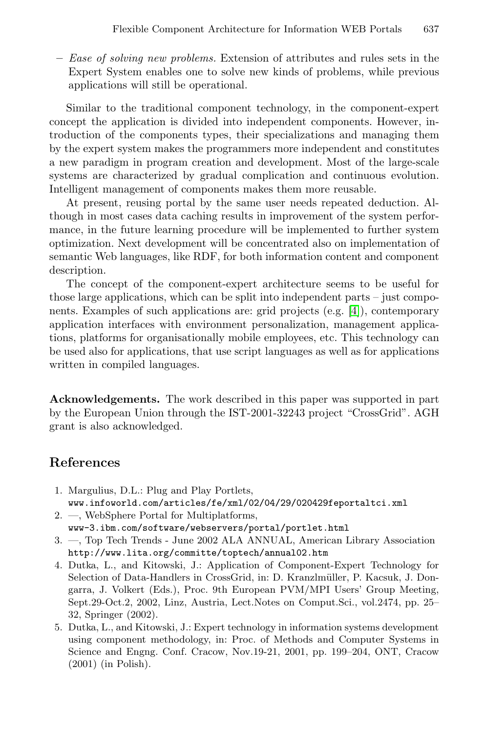– *Ease of solving new problems.* Extension of attributes and rules sets in the Expert System enables one to solve new kinds of problems, while previous applications will still be operational.

Similar to the traditional component technology, in the component-expert concept the application is divided into independent components. However, introduction of the components types, their specializations and managing them by the expert system makes the programmers more independent and constitutes a new paradigm in program creation and development. Most of the large-scale systems are characterized by gradual complication and continuous evolution. Intelligent management of components makes them more reusable.

At present, reusing portal by the same user needs repeated deduction. Although in most cases data caching results in improvement of the system performance, in the future learning procedure will be implemented to further system optimization. Next development will be concentrated also on implementation of semantic Web languages, like RDF, for both information content and component description.

The concept of the component-expert architecture seems to be useful for those large applications, which can be split into independent parts – just components. Examples of such applications are: grid projects (e.g. [4]), contemporary application interfaces with environment personalization, management applications, platforms for organisationally mobile employees, etc. This technology can be used also for applications, that use script languages as well as for applications written in compiled languages.

**Acknowledgements.** The work described in this paper was supported in part by the European Union through the IST-2001-32243 project "CrossGrid". AGH grant is also acknowledged.

## References

1. Margulius, D.L.: Plug and Play Portlets, `www.infoworld.com/articles/fe/xml/02/04/29/020429feportaltci.xml`
2. —, WebSphere Portal for Multiplatforms, `www-3.ibm.com/software/webservers/portal/portlet.html`
3. —, Top Tech Trends - June 2002 ALA ANNUAL, American Library Association `http://www.lita.org/committe/toptech/annual02.htm`
4. Dutka, L., and Kitowski, J.: Application of Component-Expert Technology for Selection of Data-Handlers in CrossGrid, in: D. Kranzlmüller, P. Kacsuk, J. Dongarra, J. Volkert (Eds.), Proc. 9th European PVM/MPI Users' Group Meeting, Sept.29-Oct.2, 2002, Linz, Austria, Lect.Notes on Comput.Sci., vol.2474, pp. 25–32, Springer (2002).
5. Dutka, L., and Kitowski, J.: Expert technology in information systems development using component methodology, in: Proc. of Methods and Computer Systems in Science and Engng. Conf. Cracow, Nov.19-21, 2001, pp. 199–204, ONT, Cracow (2001) (in Polish).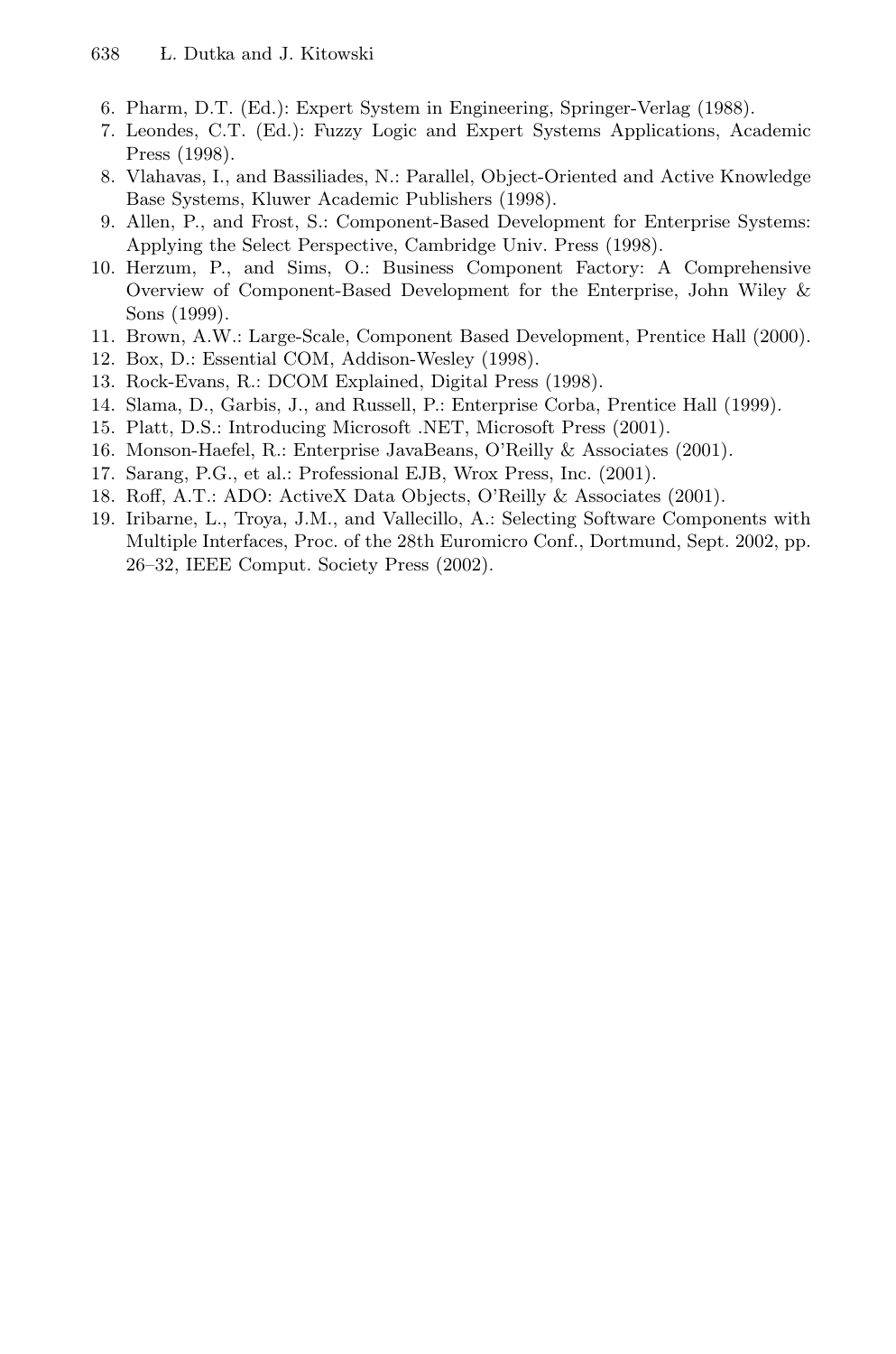6. Pharm, D.T. (Ed.): Expert System in Engineering, Springer-Verlag (1988).
7. Leondes, C.T. (Ed.): Fuzzy Logic and Expert Systems Applications, Academic Press (1998).
8. Vlahavas, I., and Bassiliades, N.: Parallel, Object-Oriented and Active Knowledge Base Systems, Kluwer Academic Publishers (1998).
9. Allen, P., and Frost, S.: Component-Based Development for Enterprise Systems: Applying the Select Perspective, Cambridge Univ. Press (1998).
10. Herzum, P., and Sims, O.: Business Component Factory: A Comprehensive Overview of Component-Based Development for the Enterprise, John Wiley & Sons (1999).
11. Brown, A.W.: Large-Scale, Component Based Development, Prentice Hall (2000).
12. Box, D.: Essential COM, Addison-Wesley (1998).
13. Rock-Evans, R.: DCOM Explained, Digital Press (1998).
14. Slama, D., Garbis, J., and Russell, P.: Enterprise Corba, Prentice Hall (1999).
15. Platt, D.S.: Introducing Microsoft .NET, Microsoft Press (2001).
16. Monson-Haefel, R.: Enterprise JavaBeans, O'Reilly & Associates (2001).
17. Sarang, P.G., et al.: Professional EJB, Wrox Press, Inc. (2001).
18. Roff, A.T.: ADO: ActiveX Data Objects, O'Reilly & Associates (2001).
19. Iribarne, L., Troya, J.M., and Vallecillo, A.: Selecting Software Components with Multiple Interfaces, Proc. of the 28th Euromicro Conf., Dortmund, Sept. 2002, pp. 26–32, IEEE Comput. Society Press (2002).